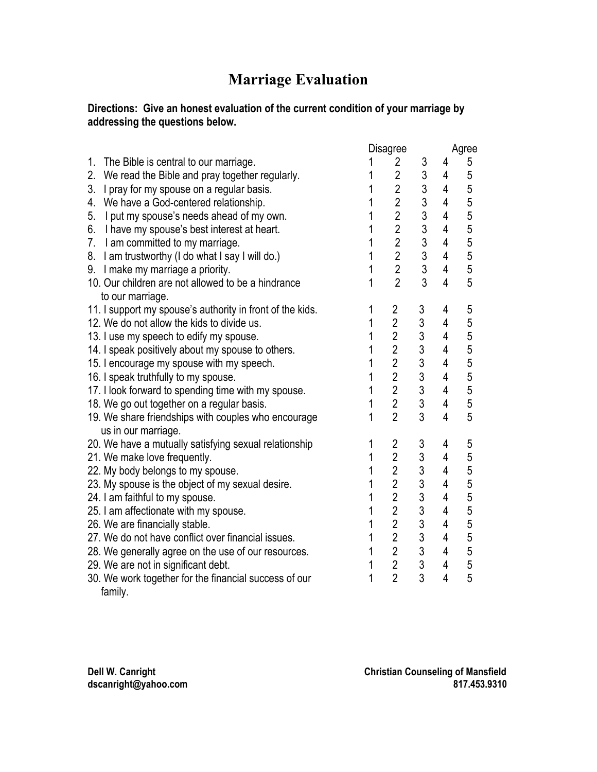# Marriage Evaluation

**Directions: Give an honest evaluation of the current condition of your marriage by addressing the questions below.**

| | Disagree | | | | Agree |
|---|---|---|---|---|---|
| 1. The Bible is central to our marriage. | 1 | 2 | 3 | 4 | 5 |
| 2. We read the Bible and pray together regularly. | 1 | 2 | 3 | 4 | 5 |
| 3. I pray for my spouse on a regular basis. | 1 | 2 | 3 | 4 | 5 |
| 4. We have a God-centered relationship. | 1 | 2 | 3 | 4 | 5 |
| 5. I put my spouse's needs ahead of my own. | 1 | 2 | 3 | 4 | 5 |
| 6. I have my spouse's best interest at heart. | 1 | 2 | 3 | 4 | 5 |
| 7. I am committed to my marriage. | 1 | 2 | 3 | 4 | 5 |
| 8. I am trustworthy (I do what I say I will do.) | 1 | 2 | 3 | 4 | 5 |
| 9. I make my marriage a priority. | 1 | 2 | 3 | 4 | 5 |
| 10. Our children are not allowed to be a hindrance to our marriage. | 1 | 2 | 3 | 4 | 5 |
| 11. I support my spouse's authority in front of the kids. | 1 | 2 | 3 | 4 | 5 |
| 12. We do not allow the kids to divide us. | 1 | 2 | 3 | 4 | 5 |
| 13. I use my speech to edify my spouse. | 1 | 2 | 3 | 4 | 5 |
| 14. I speak positively about my spouse to others. | 1 | 2 | 3 | 4 | 5 |
| 15. I encourage my spouse with my speech. | 1 | 2 | 3 | 4 | 5 |
| 16. I speak truthfully to my spouse. | 1 | 2 | 3 | 4 | 5 |
| 17. I look forward to spending time with my spouse. | 1 | 2 | 3 | 4 | 5 |
| 18. We go out together on a regular basis. | 1 | 2 | 3 | 4 | 5 |
| 19. We share friendships with couples who encourage us in our marriage. | 1 | 2 | 3 | 4 | 5 |
| 20. We have a mutually satisfying sexual relationship | 1 | 2 | 3 | 4 | 5 |
| 21. We make love frequently. | 1 | 2 | 3 | 4 | 5 |
| 22. My body belongs to my spouse. | 1 | 2 | 3 | 4 | 5 |
| 23. My spouse is the object of my sexual desire. | 1 | 2 | 3 | 4 | 5 |
| 24. I am faithful to my spouse. | 1 | 2 | 3 | 4 | 5 |
| 25. I am affectionate with my spouse. | 1 | 2 | 3 | 4 | 5 |
| 26. We are financially stable. | 1 | 2 | 3 | 4 | 5 |
| 27. We do not have conflict over financial issues. | 1 | 2 | 3 | 4 | 5 |
| 28. We generally agree on the use of our resources. | 1 | 2 | 3 | 4 | 5 |
| 29. We are not in significant debt. | 1 | 2 | 3 | 4 | 5 |
| 30. We work together for the financial success of our family. | 1 | 2 | 3 | 4 | 5 |

**Dell W. Canright**
**dscanright@yahoo.com**

**Christian Counseling of Mansfield**
**817.453.9310**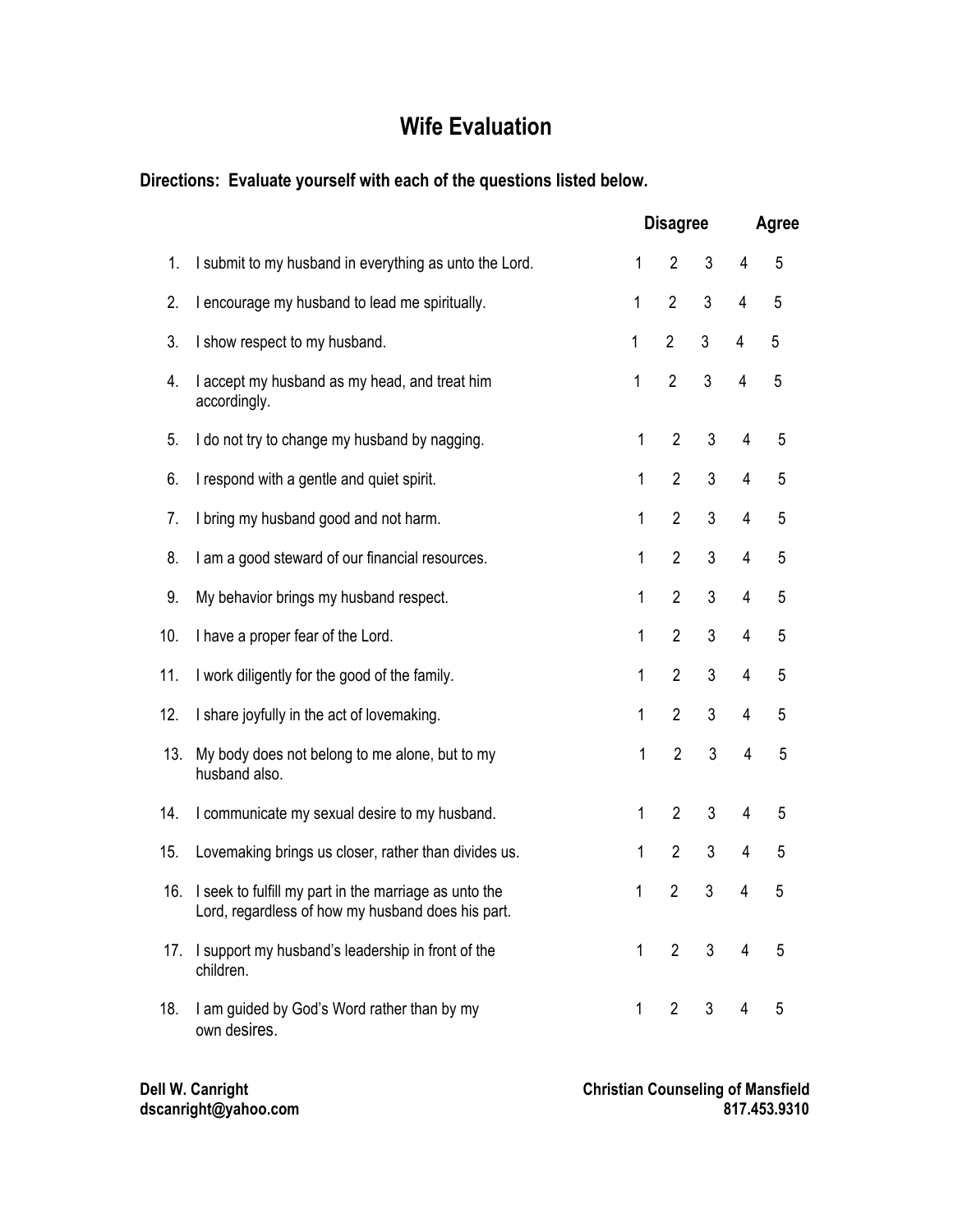# Wife Evaluation

**Directions: Evaluate yourself with each of the questions listed below.**

| # | Statement | Disagree 1 | 2 | 3 | 4 | Agree 5 |
|---|---|---|---|---|---|---|
| 1. | I submit to my husband in everything as unto the Lord. | 1 | 2 | 3 | 4 | 5 |
| 2. | I encourage my husband to lead me spiritually. | 1 | 2 | 3 | 4 | 5 |
| 3. | I show respect to my husband. | 1 | 2 | 3 | 4 | 5 |
| 4. | I accept my husband as my head, and treat him accordingly. | 1 | 2 | 3 | 4 | 5 |
| 5. | I do not try to change my husband by nagging. | 1 | 2 | 3 | 4 | 5 |
| 6. | I respond with a gentle and quiet spirit. | 1 | 2 | 3 | 4 | 5 |
| 7. | I bring my husband good and not harm. | 1 | 2 | 3 | 4 | 5 |
| 8. | I am a good steward of our financial resources. | 1 | 2 | 3 | 4 | 5 |
| 9. | My behavior brings my husband respect. | 1 | 2 | 3 | 4 | 5 |
| 10. | I have a proper fear of the Lord. | 1 | 2 | 3 | 4 | 5 |
| 11. | I work diligently for the good of the family. | 1 | 2 | 3 | 4 | 5 |
| 12. | I share joyfully in the act of lovemaking. | 1 | 2 | 3 | 4 | 5 |
| 13. | My body does not belong to me alone, but to my husband also. | 1 | 2 | 3 | 4 | 5 |
| 14. | I communicate my sexual desire to my husband. | 1 | 2 | 3 | 4 | 5 |
| 15. | Lovemaking brings us closer, rather than divides us. | 1 | 2 | 3 | 4 | 5 |
| 16. | I seek to fulfill my part in the marriage as unto the Lord, regardless of how my husband does his part. | 1 | 2 | 3 | 4 | 5 |
| 17. | I support my husband's leadership in front of the children. | 1 | 2 | 3 | 4 | 5 |
| 18. | I am guided by God's Word rather than by my own desires. | 1 | 2 | 3 | 4 | 5 |

**Dell W. Canright**
**dscanright@yahoo.com**

**Christian Counseling of Mansfield**
**817.453.9310**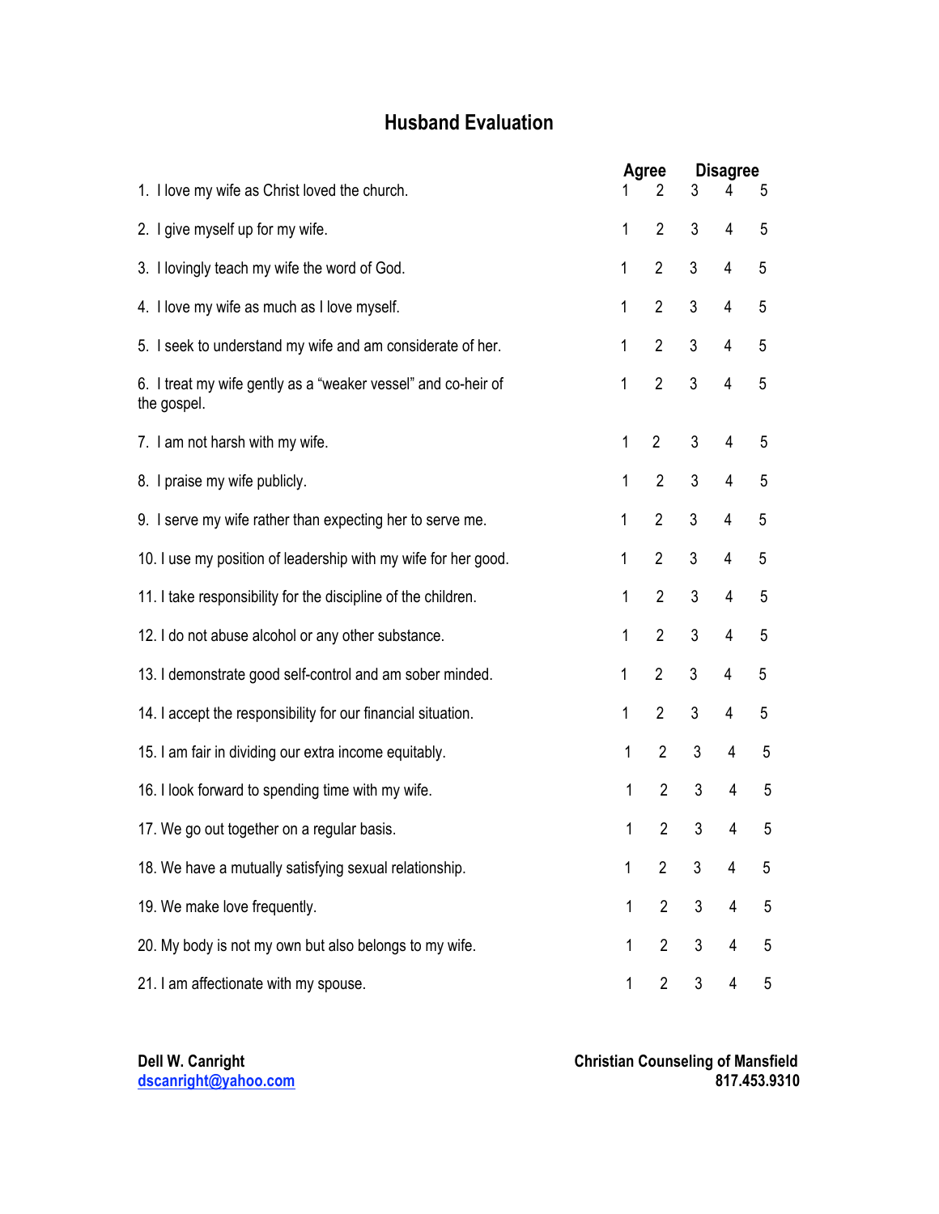# Husband Evaluation

| | Agree 1 | 2 | 3 | Disagree 4 | 5 |
|---|---|---|---|---|---|
| 1. I love my wife as Christ loved the church. | 1 | 2 | 3 | 4 | 5 |
| 2. I give myself up for my wife. | 1 | 2 | 3 | 4 | 5 |
| 3. I lovingly teach my wife the word of God. | 1 | 2 | 3 | 4 | 5 |
| 4. I love my wife as much as I love myself. | 1 | 2 | 3 | 4 | 5 |
| 5. I seek to understand my wife and am considerate of her. | 1 | 2 | 3 | 4 | 5 |
| 6. I treat my wife gently as a "weaker vessel" and co-heir of the gospel. | 1 | 2 | 3 | 4 | 5 |
| 7. I am not harsh with my wife. | 1 | 2 | 3 | 4 | 5 |
| 8. I praise my wife publicly. | 1 | 2 | 3 | 4 | 5 |
| 9. I serve my wife rather than expecting her to serve me. | 1 | 2 | 3 | 4 | 5 |
| 10. I use my position of leadership with my wife for her good. | 1 | 2 | 3 | 4 | 5 |
| 11. I take responsibility for the discipline of the children. | 1 | 2 | 3 | 4 | 5 |
| 12. I do not abuse alcohol or any other substance. | 1 | 2 | 3 | 4 | 5 |
| 13. I demonstrate good self-control and am sober minded. | 1 | 2 | 3 | 4 | 5 |
| 14. I accept the responsibility for our financial situation. | 1 | 2 | 3 | 4 | 5 |
| 15. I am fair in dividing our extra income equitably. | 1 | 2 | 3 | 4 | 5 |
| 16. I look forward to spending time with my wife. | 1 | 2 | 3 | 4 | 5 |
| 17. We go out together on a regular basis. | 1 | 2 | 3 | 4 | 5 |
| 18. We have a mutually satisfying sexual relationship. | 1 | 2 | 3 | 4 | 5 |
| 19. We make love frequently. | 1 | 2 | 3 | 4 | 5 |
| 20. My body is not my own but also belongs to my wife. | 1 | 2 | 3 | 4 | 5 |
| 21. I am affectionate with my spouse. | 1 | 2 | 3 | 4 | 5 |

**Dell W. Canright**
dscanright@yahoo.com

**Christian Counseling of Mansfield**
**817.453.9310**